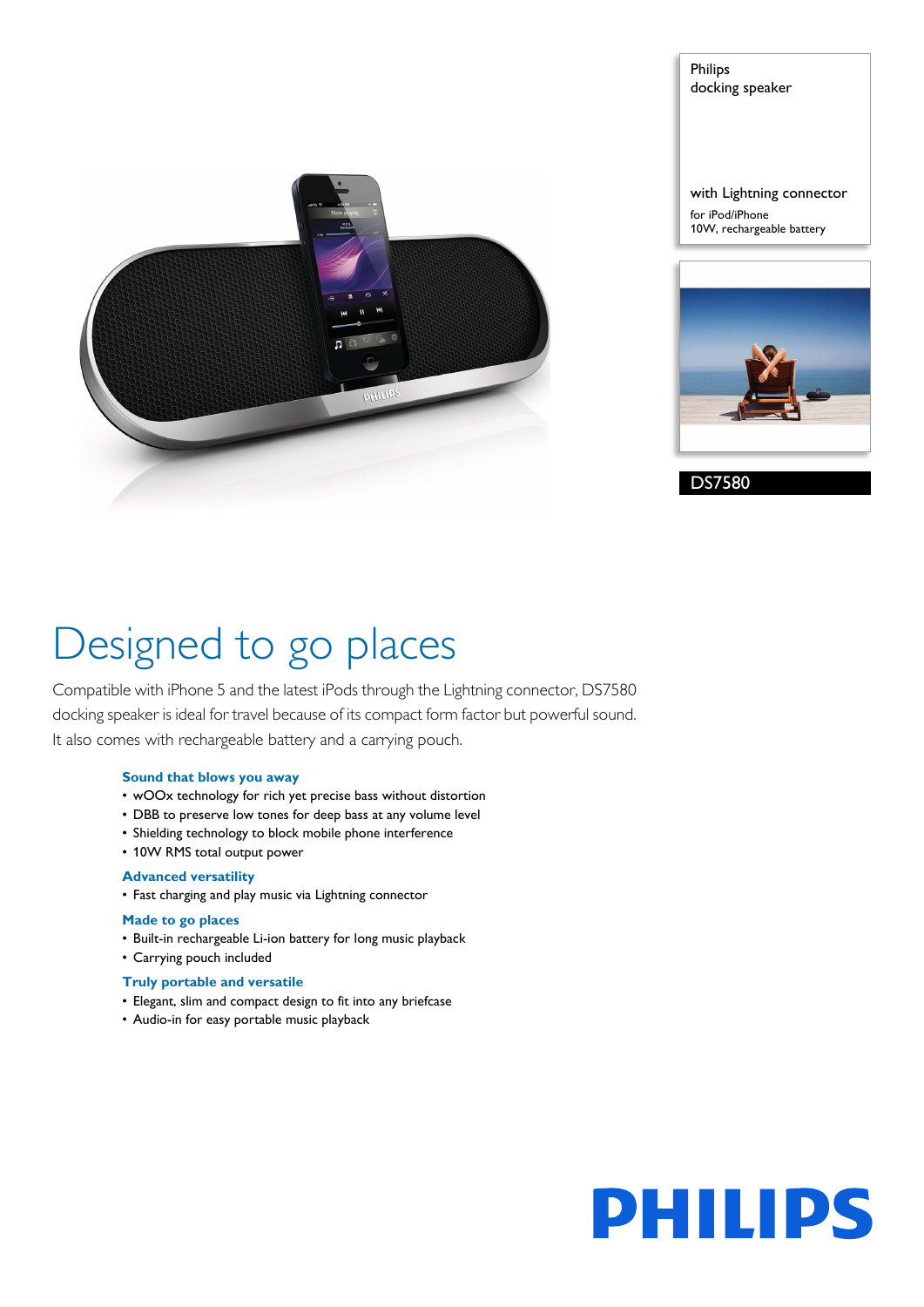Philips
docking speaker

with Lightning connector

for iPod/iPhone
10W, rechargeable battery

DS7580

# Designed to go places

Compatible with iPhone 5 and the latest iPods through the Lightning connector, DS7580 docking speaker is ideal for travel because of its compact form factor but powerful sound. It also comes with rechargeable battery and a carrying pouch.

### Sound that blows you away

- wOOx technology for rich yet precise bass without distortion
- DBB to preserve low tones for deep bass at any volume level
- Shielding technology to block mobile phone interference
- 10W RMS total output power

### Advanced versatility

- Fast charging and play music via Lightning connector

### Made to go places

- Built-in rechargeable Li-ion battery for long music playback
- Carrying pouch included

### Truly portable and versatile

- Elegant, slim and compact design to fit into any briefcase
- Audio-in for easy portable music playback

PHILIPS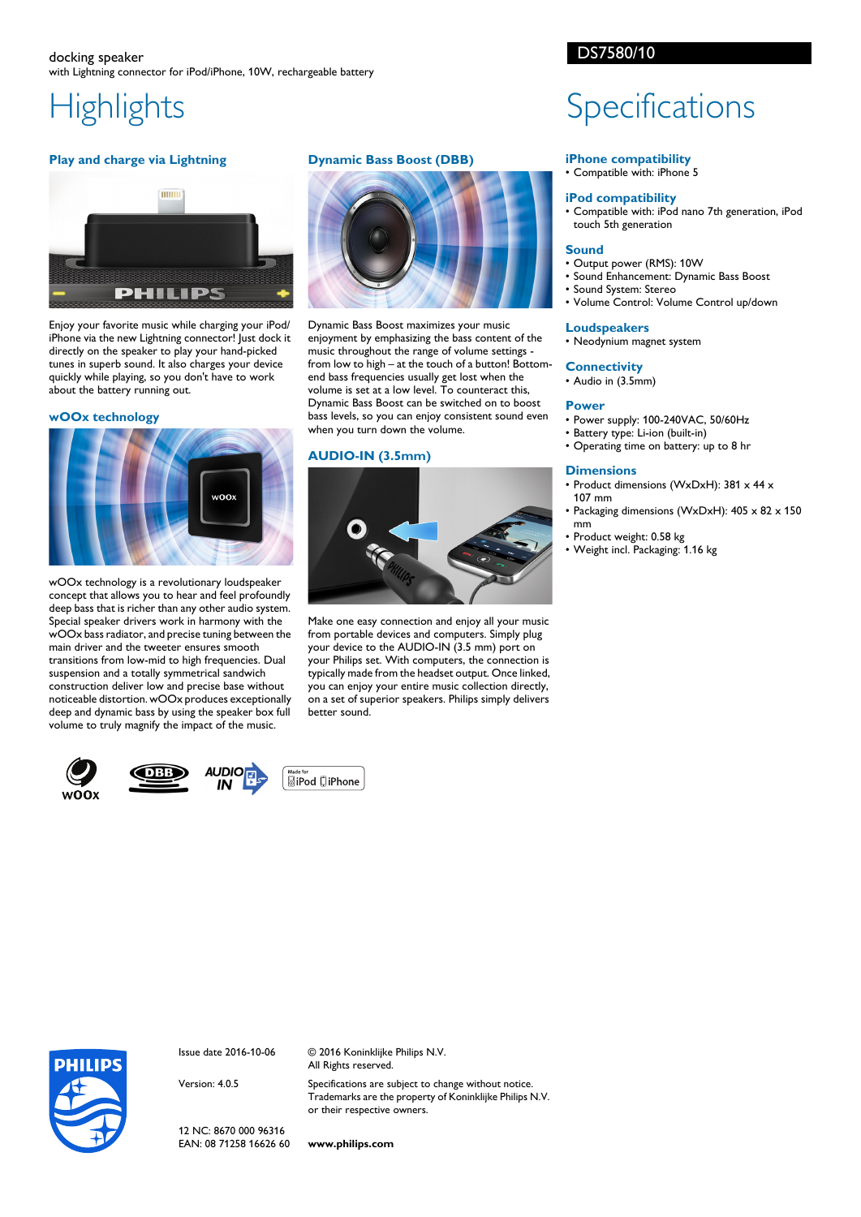docking speaker

with Lightning connector for iPod/iPhone, 10W, rechargeable battery

DS7580/10

# Highlights

### Play and charge via Lightning

Enjoy your favorite music while charging your iPod/ iPhone via the new Lightning connector! Just dock it directly on the speaker to play your hand-picked tunes in superb sound. It also charges your device quickly while playing, so you don't have to work about the battery running out.

### wOOx technology

wOOx technology is a revolutionary loudspeaker concept that allows you to hear and feel profoundly deep bass that is richer than any other audio system. Special speaker drivers work in harmony with the wOOx bass radiator, and precise tuning between the main driver and the tweeter ensures smooth transitions from low-mid to high frequencies. Dual suspension and a totally symmetrical sandwich construction deliver low and precise base without noticeable distortion. wOOx produces exceptionally deep and dynamic bass by using the speaker box full volume to truly magnify the impact of the music.

### Dynamic Bass Boost (DBB)

Dynamic Bass Boost maximizes your music enjoyment by emphasizing the bass content of the music throughout the range of volume settings - from low to high – at the touch of a button! Bottom-end bass frequencies usually get lost when the volume is set at a low level. To counteract this, Dynamic Bass Boost can be switched on to boost bass levels, so you can enjoy consistent sound even when you turn down the volume.

### AUDIO-IN (3.5mm)

Make one easy connection and enjoy all your music from portable devices and computers. Simply plug your device to the AUDIO-IN (3.5 mm) port on your Philips set. With computers, the connection is typically made from the headset output. Once linked, you can enjoy your entire music collection directly, on a set of superior speakers. Philips simply delivers better sound.

# Specifications

### iPhone compatibility
- Compatible with: iPhone 5

### iPod compatibility
- Compatible with: iPod nano 7th generation, iPod touch 5th generation

### Sound
- Output power (RMS): 10W
- Sound Enhancement: Dynamic Bass Boost
- Sound System: Stereo
- Volume Control: Volume Control up/down

### Loudspeakers
- Neodymium magnet system

### Connectivity
- Audio in (3.5mm)

### Power
- Power supply: 100-240VAC, 50/60Hz
- Battery type: Li-ion (built-in)
- Operating time on battery: up to 8 hr

### Dimensions
- Product dimensions (WxDxH): 381 x 44 x 107 mm
- Packaging dimensions (WxDxH): 405 x 82 x 150 mm
- Product weight: 0.58 kg
- Weight incl. Packaging: 1.16 kg

Issue date 2016-10-06

Version: 4.0.5

12 NC: 8670 000 96316
EAN: 08 71258 16626 60

© 2016 Koninklijke Philips N.V.
All Rights reserved.

Specifications are subject to change without notice. Trademarks are the property of Koninklijke Philips N.V. or their respective owners.

www.philips.com